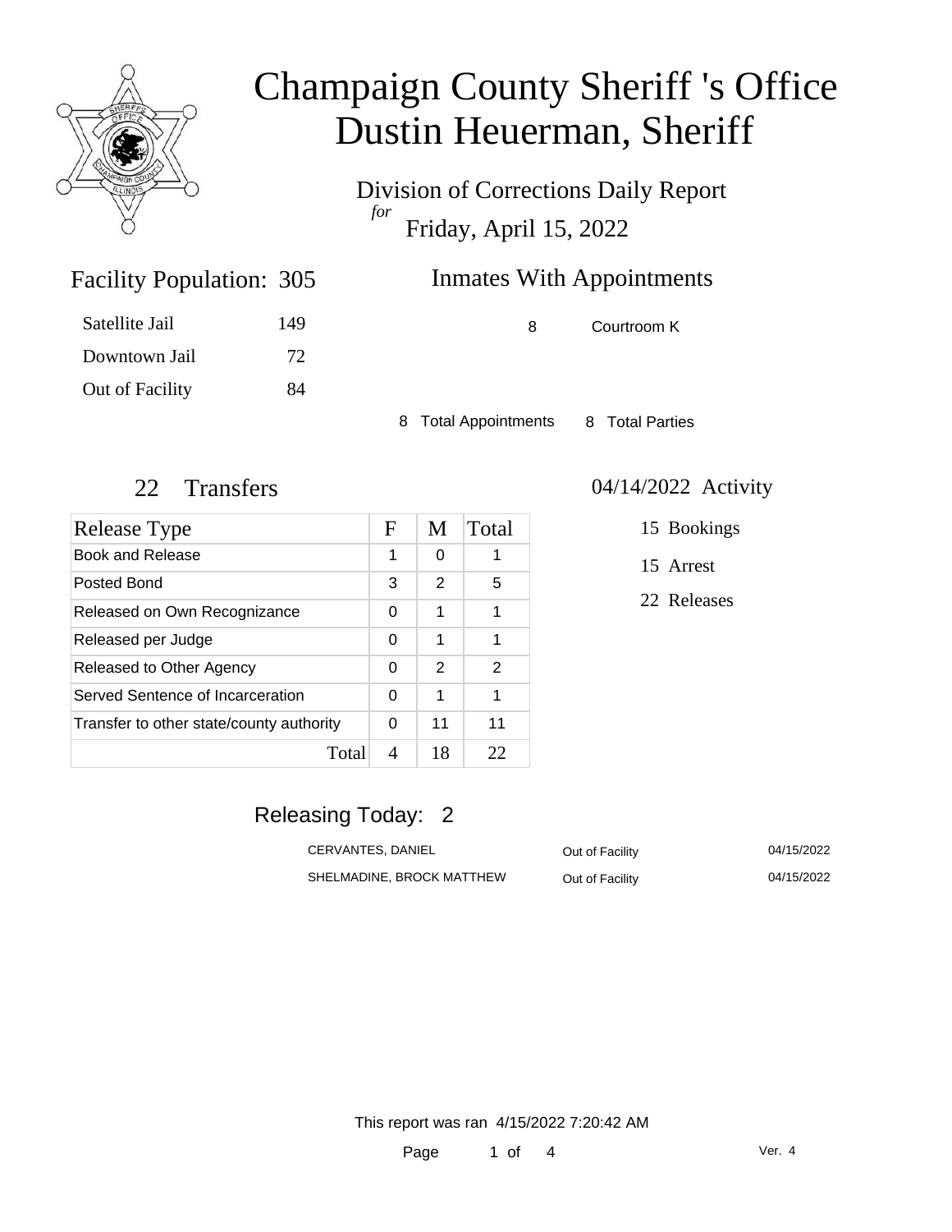# Champaign County Sheriff 's Office
# Dustin Heuerman, Sheriff

Division of Corrections Daily Report
*for*
Friday, April 15, 2022

## Facility Population: 305

| | |
|---|---|
| Satellite Jail | 149 |
| Downtown Jail | 72 |
| Out of Facility | 84 |

## Inmates With Appointments

8 Courtroom K

8 Total Appointments 8 Total Parties

## 22 Transfers

| Release Type | F | M | Total |
|---|---|---|---|
| Book and Release | 1 | 0 | 1 |
| Posted Bond | 3 | 2 | 5 |
| Released on Own Recognizance | 0 | 1 | 1 |
| Released per Judge | 0 | 1 | 1 |
| Released to Other Agency | 0 | 2 | 2 |
| Served Sentence of Incarceration | 0 | 1 | 1 |
| Transfer to other state/county authority | 0 | 11 | 11 |
| Total | 4 | 18 | 22 |

## 04/14/2022 Activity

15 Bookings

15 Arrest

22 Releases

## Releasing Today: 2

| | | |
|---|---|---|
| CERVANTES, DANIEL | Out of Facility | 04/15/2022 |
| SHELMADINE, BROCK MATTHEW | Out of Facility | 04/15/2022 |

This report was ran 4/15/2022 7:20:42 AM

Ver. 4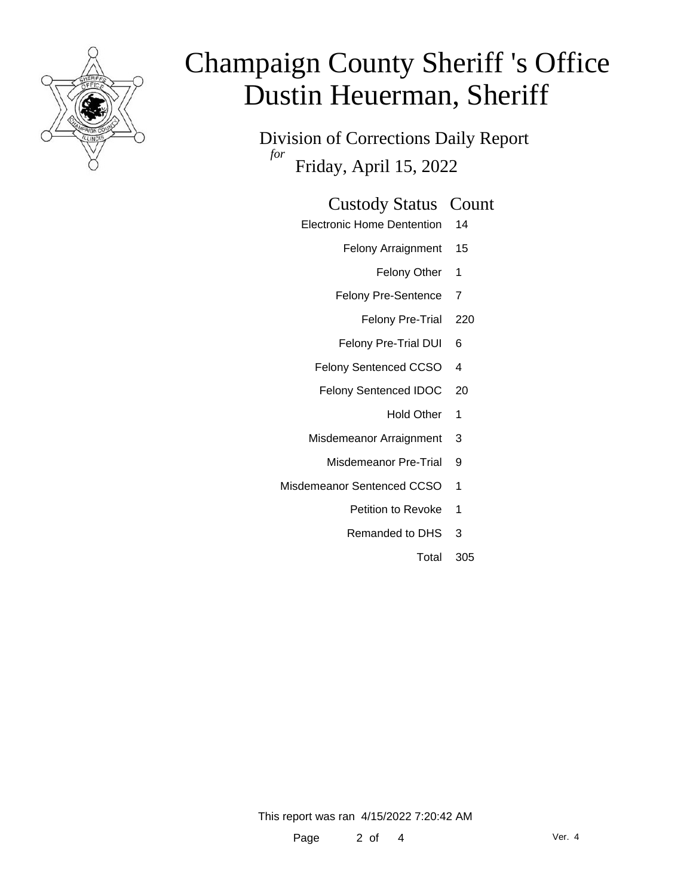# Champaign County Sheriff 's Office
# Dustin Heuerman, Sheriff

Division of Corrections Daily Report
*for*
Friday, April 15, 2022

| Custody Status | Count |
|---|---|
| Electronic Home Dentention | 14 |
| Felony Arraignment | 15 |
| Felony Other | 1 |
| Felony Pre-Sentence | 7 |
| Felony Pre-Trial | 220 |
| Felony Pre-Trial DUI | 6 |
| Felony Sentenced CCSO | 4 |
| Felony Sentenced IDOC | 20 |
| Hold Other | 1 |
| Misdemeanor Arraignment | 3 |
| Misdemeanor Pre-Trial | 9 |
| Misdemeanor Sentenced CCSO | 1 |
| Petition to Revoke | 1 |
| Remanded to DHS | 3 |
| Total | 305 |

This report was ran 4/15/2022 7:20:42 AM

Ver. 4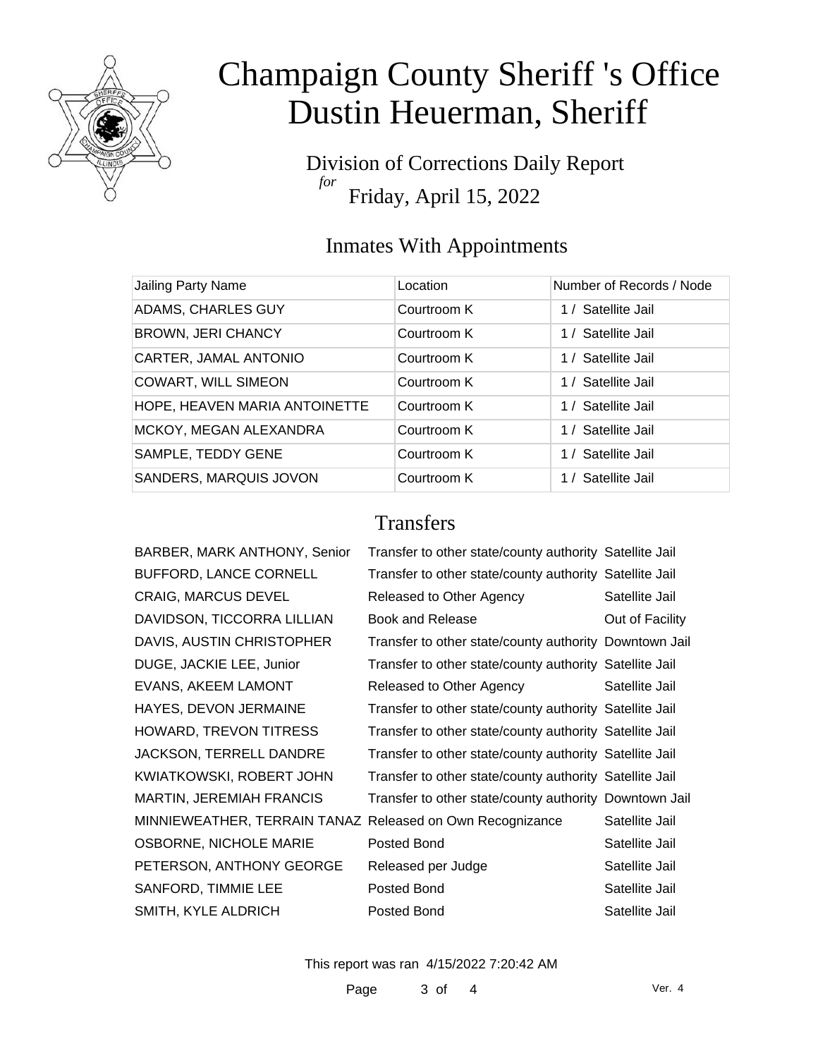# Champaign County Sheriff 's Office
# Dustin Heuerman, Sheriff

Division of Corrections Daily Report
*for*
Friday, April 15, 2022

## Inmates With Appointments

| Jailing Party Name | Location | Number of Records / Node |
|---|---|---|
| ADAMS, CHARLES GUY | Courtroom K | 1 / Satellite Jail |
| BROWN, JERI CHANCY | Courtroom K | 1 / Satellite Jail |
| CARTER, JAMAL ANTONIO | Courtroom K | 1 / Satellite Jail |
| COWART, WILL SIMEON | Courtroom K | 1 / Satellite Jail |
| HOPE, HEAVEN MARIA ANTOINETTE | Courtroom K | 1 / Satellite Jail |
| MCKOY, MEGAN ALEXANDRA | Courtroom K | 1 / Satellite Jail |
| SAMPLE, TEDDY GENE | Courtroom K | 1 / Satellite Jail |
| SANDERS, MARQUIS JOVON | Courtroom K | 1 / Satellite Jail |

## Transfers

| | | |
|---|---|---|
| BARBER, MARK ANTHONY, Senior | Transfer to other state/county authority | Satellite Jail |
| BUFFORD, LANCE CORNELL | Transfer to other state/county authority | Satellite Jail |
| CRAIG, MARCUS DEVEL | Released to Other Agency | Satellite Jail |
| DAVIDSON, TICCORRA LILLIAN | Book and Release | Out of Facility |
| DAVIS, AUSTIN CHRISTOPHER | Transfer to other state/county authority | Downtown Jail |
| DUGE, JACKIE LEE, Junior | Transfer to other state/county authority | Satellite Jail |
| EVANS, AKEEM LAMONT | Released to Other Agency | Satellite Jail |
| HAYES, DEVON JERMAINE | Transfer to other state/county authority | Satellite Jail |
| HOWARD, TREVON TITRESS | Transfer to other state/county authority | Satellite Jail |
| JACKSON, TERRELL DANDRE | Transfer to other state/county authority | Satellite Jail |
| KWIATKOWSKI, ROBERT JOHN | Transfer to other state/county authority | Satellite Jail |
| MARTIN, JEREMIAH FRANCIS | Transfer to other state/county authority | Downtown Jail |
| MINNIEWEATHER, TERRAIN TANAZ | Released on Own Recognizance | Satellite Jail |
| OSBORNE, NICHOLE MARIE | Posted Bond | Satellite Jail |
| PETERSON, ANTHONY GEORGE | Released per Judge | Satellite Jail |
| SANFORD, TIMMIE LEE | Posted Bond | Satellite Jail |
| SMITH, KYLE ALDRICH | Posted Bond | Satellite Jail |

This report was ran 4/15/2022 7:20:42 AM

Ver. 4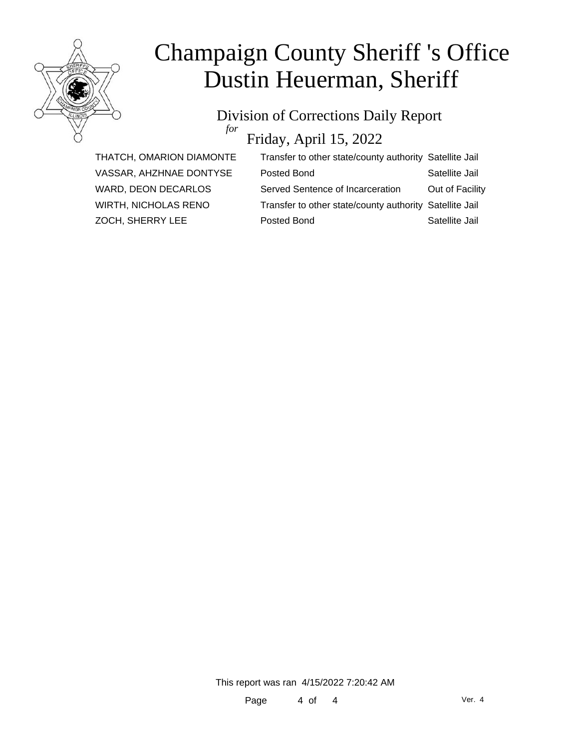# Champaign County Sheriff 's Office
# Dustin Heuerman, Sheriff

## Division of Corrections Daily Report

*for*

## Friday, April 15, 2022

| | | |
|---|---|---|
| THATCH, OMARION DIAMONTE | Transfer to other state/county authority | Satellite Jail |
| VASSAR, AHZHNAE DONTYSE | Posted Bond | Satellite Jail |
| WARD, DEON DECARLOS | Served Sentence of Incarceration | Out of Facility |
| WIRTH, NICHOLAS RENO | Transfer to other state/county authority | Satellite Jail |
| ZOCH, SHERRY LEE | Posted Bond | Satellite Jail |

This report was ran 4/15/2022 7:20:42 AM

Ver. 4